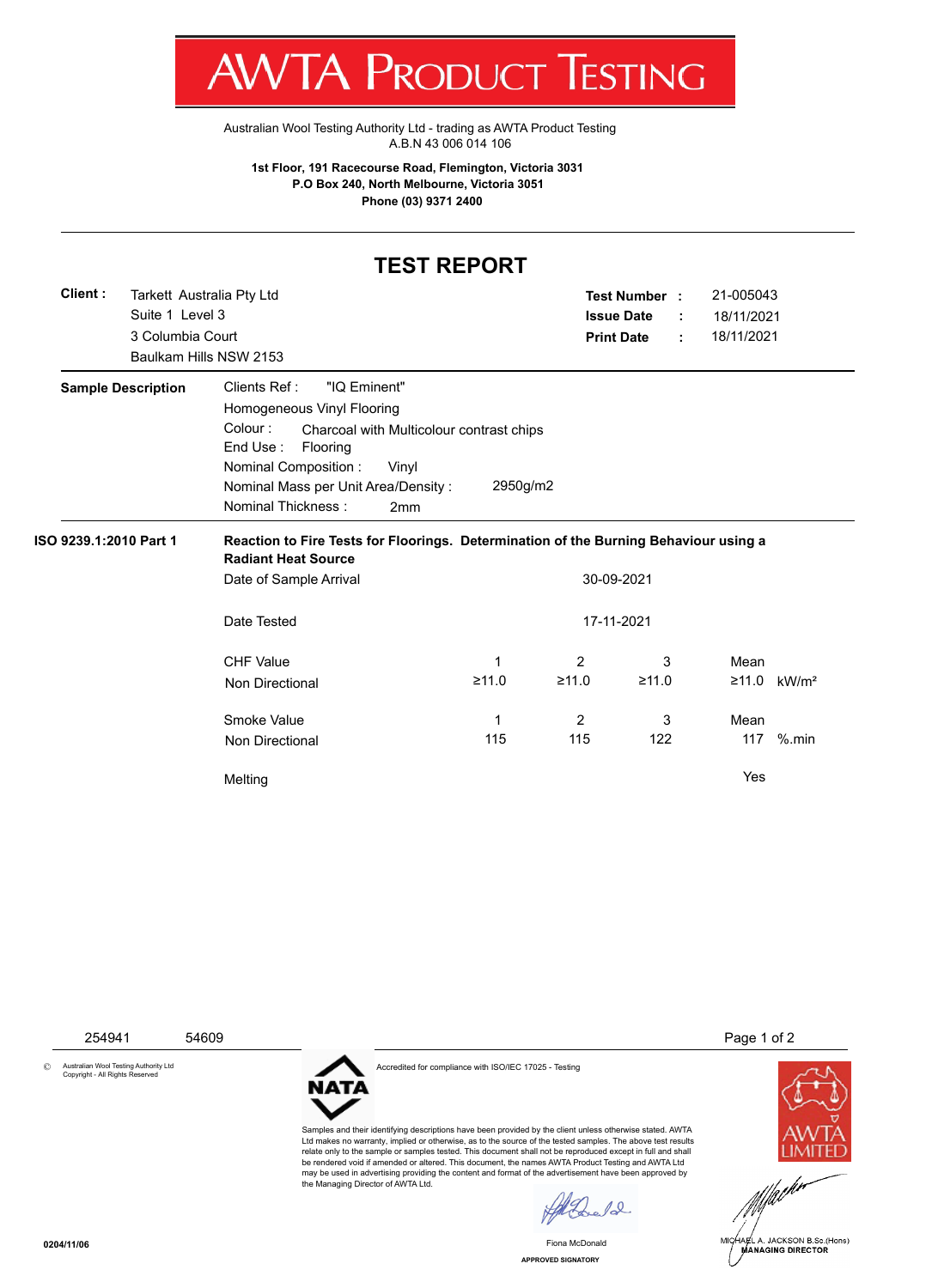# AWTA PRODUCT TESTING

Australian Wool Testing Authority Ltd - trading as AWTA Product Testing
A.B.N 43 006 014 106

**1st Floor, 191 Racecourse Road, Flemington, Victoria 3031**
**P.O Box 240, North Melbourne, Victoria 3051**
**Phone (03) 9371 2400**

## TEST REPORT

**Client :** Tarkett Australia Pty Ltd
Suite 1 Level 3
3 Columbia Court
Baulkam Hills NSW 2153

**Test Number :** 21-005043
**Issue Date :** 18/11/2021
**Print Date :** 18/11/2021

**Sample Description**

Clients Ref : "IQ Eminent"
Homogeneous Vinyl Flooring
Colour : Charcoal with Multicolour contrast chips
End Use : Flooring
Nominal Composition : Vinyl
Nominal Mass per Unit Area/Density : 2950g/m2
Nominal Thickness : 2mm

**ISO 9239.1:2010 Part 1** — **Reaction to Fire Tests for Floorings. Determination of the Burning Behaviour using a Radiant Heat Source**

Date of Sample Arrival: 30-09-2021

Date Tested: 17-11-2021

| | 1 | 2 | 3 | Mean | |
|---|---|---|---|---|---|
| CHF Value Non Directional | ≥11.0 | ≥11.0 | ≥11.0 | ≥11.0 | kW/m² |
| Smoke Value Non Directional | 115 | 115 | 122 | 117 | %.min |
| Melting | | | | Yes | |

254941 54609

© Australian Wool Testing Authority Ltd Copyright - All Rights Reserved

NATA — Accredited for compliance with ISO/IEC 17025 - Testing

Samples and their identifying descriptions have been provided by the client unless otherwise stated. AWTA Ltd makes no warranty, implied or otherwise, as to the source of the tested samples. The above test results relate only to the sample or samples tested. This document shall not be reproduced except in full and shall be rendered void if amended or altered. This document, the names AWTA Product Testing and AWTA Ltd may be used in advertising providing the content and format of the advertisement have been approved by the Managing Director of AWTA Ltd.

Fiona McDonald
APPROVED SIGNATORY

MICHAEL A. JACKSON B.Sc.(Hons)
MANAGING DIRECTOR

0204/11/06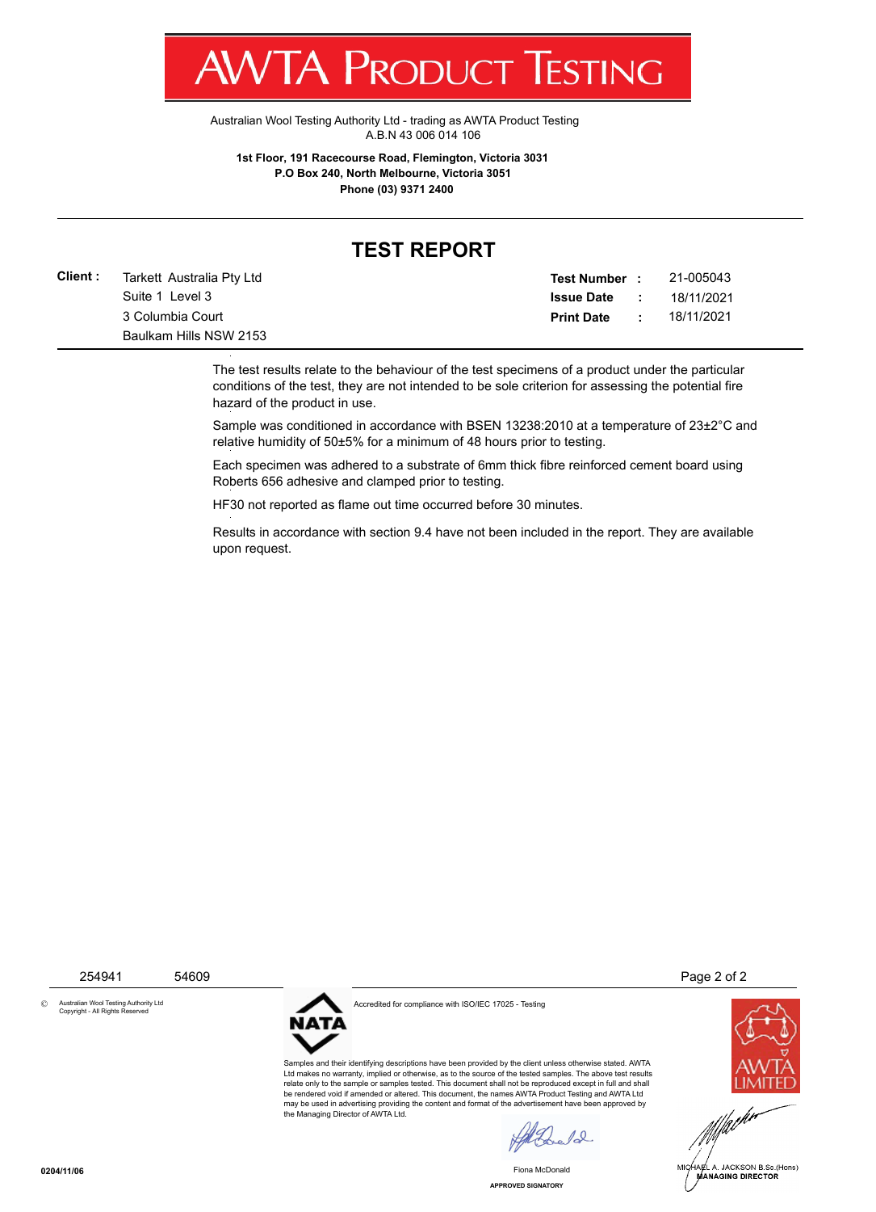# AWTA PRODUCT TESTING

Australian Wool Testing Authority Ltd - trading as AWTA Product Testing
A.B.N 43 006 014 106

**1st Floor, 191 Racecourse Road, Flemington, Victoria 3031**
**P.O Box 240, North Melbourne, Victoria 3051**
**Phone (03) 9371 2400**

## TEST REPORT

**Client :** Tarkett Australia Pty Ltd
Suite 1 Level 3
3 Columbia Court
Baulkam Hills NSW 2153

**Test Number :** 21-005043
**Issue Date :** 18/11/2021
**Print Date :** 18/11/2021

The test results relate to the behaviour of the test specimens of a product under the particular conditions of the test, they are not intended to be sole criterion for assessing the potential fire hazard of the product in use.

Sample was conditioned in accordance with BSEN 13238:2010 at a temperature of 23±2°C and relative humidity of 50±5% for a minimum of 48 hours prior to testing.

Each specimen was adhered to a substrate of 6mm thick fibre reinforced cement board using Roberts 656 adhesive and clamped prior to testing.

HF30 not reported as flame out time occurred before 30 minutes.

Results in accordance with section 9.4 have not been included in the report. They are available upon request.

254941 54609

© Australian Wool Testing Authority Ltd
Copyright - All Rights Reserved

NATA

Accredited for compliance with ISO/IEC 17025 - Testing

Samples and their identifying descriptions have been provided by the client unless otherwise stated. AWTA Ltd makes no warranty, implied or otherwise, as to the source of the tested samples. The above test results relate only to the sample or samples tested. This document shall not be reproduced except in full and shall be rendered void if amended or altered. This document, the names AWTA Product Testing and AWTA Ltd may be used in advertising providing the content and format of the advertisement have been approved by the Managing Director of AWTA Ltd.

AWTA LIMITED

Fiona McDonald
APPROVED SIGNATORY

MICHAEL A. JACKSON B.Sc.(Hons)
MANAGING DIRECTOR

0204/11/06